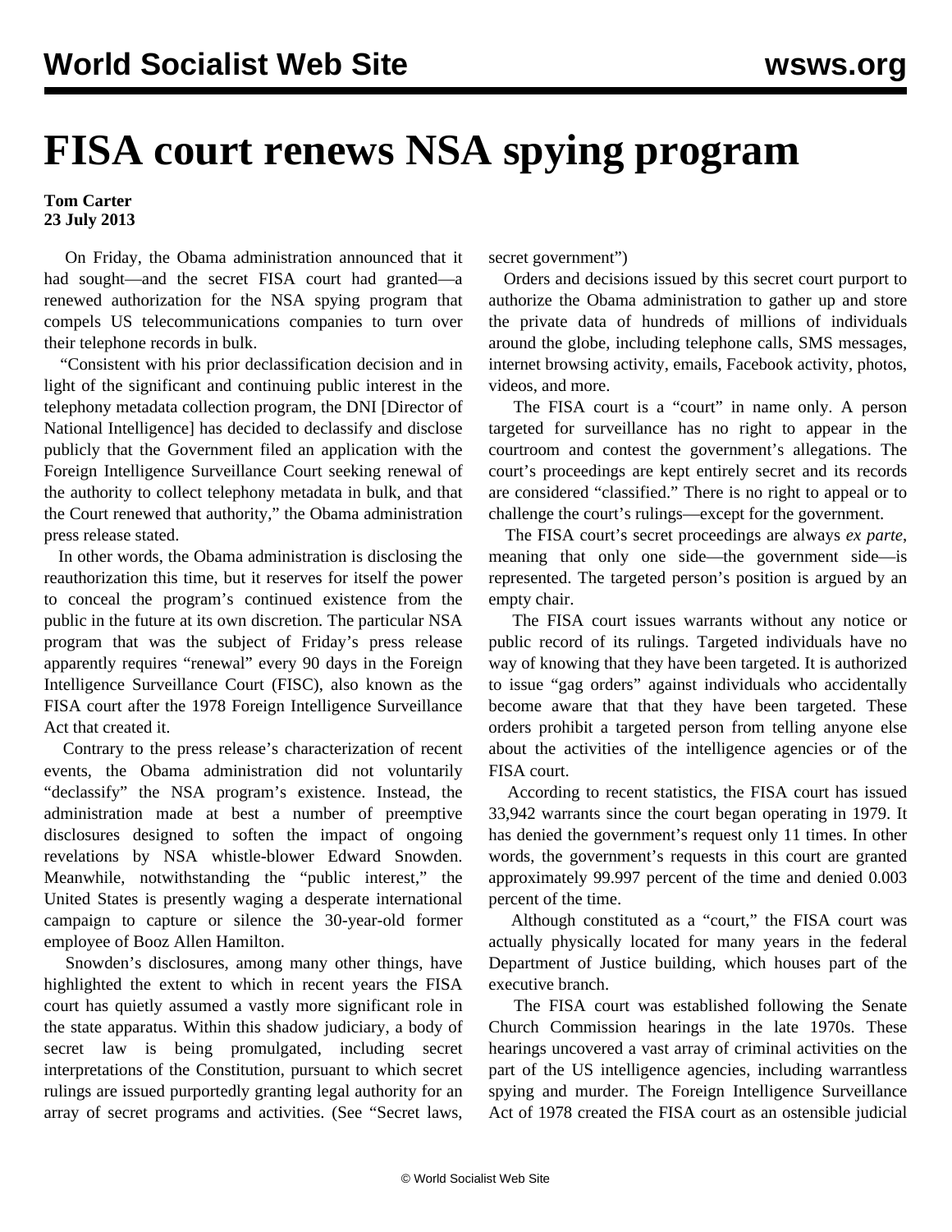# FISA court renews NSA spying program

**Tom Carter**
**23 July 2013**

On Friday, the Obama administration announced that it had sought—and the secret FISA court had granted—a renewed authorization for the NSA spying program that compels US telecommunications companies to turn over their telephone records in bulk.

"Consistent with his prior declassification decision and in light of the significant and continuing public interest in the telephony metadata collection program, the DNI [Director of National Intelligence] has decided to declassify and disclose publicly that the Government filed an application with the Foreign Intelligence Surveillance Court seeking renewal of the authority to collect telephony metadata in bulk, and that the Court renewed that authority," the Obama administration press release stated.

In other words, the Obama administration is disclosing the reauthorization this time, but it reserves for itself the power to conceal the program's continued existence from the public in the future at its own discretion. The particular NSA program that was the subject of Friday's press release apparently requires "renewal" every 90 days in the Foreign Intelligence Surveillance Court (FISC), also known as the FISA court after the 1978 Foreign Intelligence Surveillance Act that created it.

Contrary to the press release's characterization of recent events, the Obama administration did not voluntarily "declassify" the NSA program's existence. Instead, the administration made at best a number of preemptive disclosures designed to soften the impact of ongoing revelations by NSA whistle-blower Edward Snowden. Meanwhile, notwithstanding the "public interest," the United States is presently waging a desperate international campaign to capture or silence the 30-year-old former employee of Booz Allen Hamilton.

Snowden's disclosures, among many other things, have highlighted the extent to which in recent years the FISA court has quietly assumed a vastly more significant role in the state apparatus. Within this shadow judiciary, a body of secret law is being promulgated, including secret interpretations of the Constitution, pursuant to which secret rulings are issued purportedly granting legal authority for an array of secret programs and activities. (See "Secret laws, secret government")

Orders and decisions issued by this secret court purport to authorize the Obama administration to gather up and store the private data of hundreds of millions of individuals around the globe, including telephone calls, SMS messages, internet browsing activity, emails, Facebook activity, photos, videos, and more.

The FISA court is a "court" in name only. A person targeted for surveillance has no right to appear in the courtroom and contest the government's allegations. The court's proceedings are kept entirely secret and its records are considered "classified." There is no right to appeal or to challenge the court's rulings—except for the government.

The FISA court's secret proceedings are always *ex parte*, meaning that only one side—the government side—is represented. The targeted person's position is argued by an empty chair.

The FISA court issues warrants without any notice or public record of its rulings. Targeted individuals have no way of knowing that they have been targeted. It is authorized to issue "gag orders" against individuals who accidentally become aware that that they have been targeted. These orders prohibit a targeted person from telling anyone else about the activities of the intelligence agencies or of the FISA court.

According to recent statistics, the FISA court has issued 33,942 warrants since the court began operating in 1979. It has denied the government's request only 11 times. In other words, the government's requests in this court are granted approximately 99.997 percent of the time and denied 0.003 percent of the time.

Although constituted as a "court," the FISA court was actually physically located for many years in the federal Department of Justice building, which houses part of the executive branch.

The FISA court was established following the Senate Church Commission hearings in the late 1970s. These hearings uncovered a vast array of criminal activities on the part of the US intelligence agencies, including warrantless spying and murder. The Foreign Intelligence Surveillance Act of 1978 created the FISA court as an ostensible judicial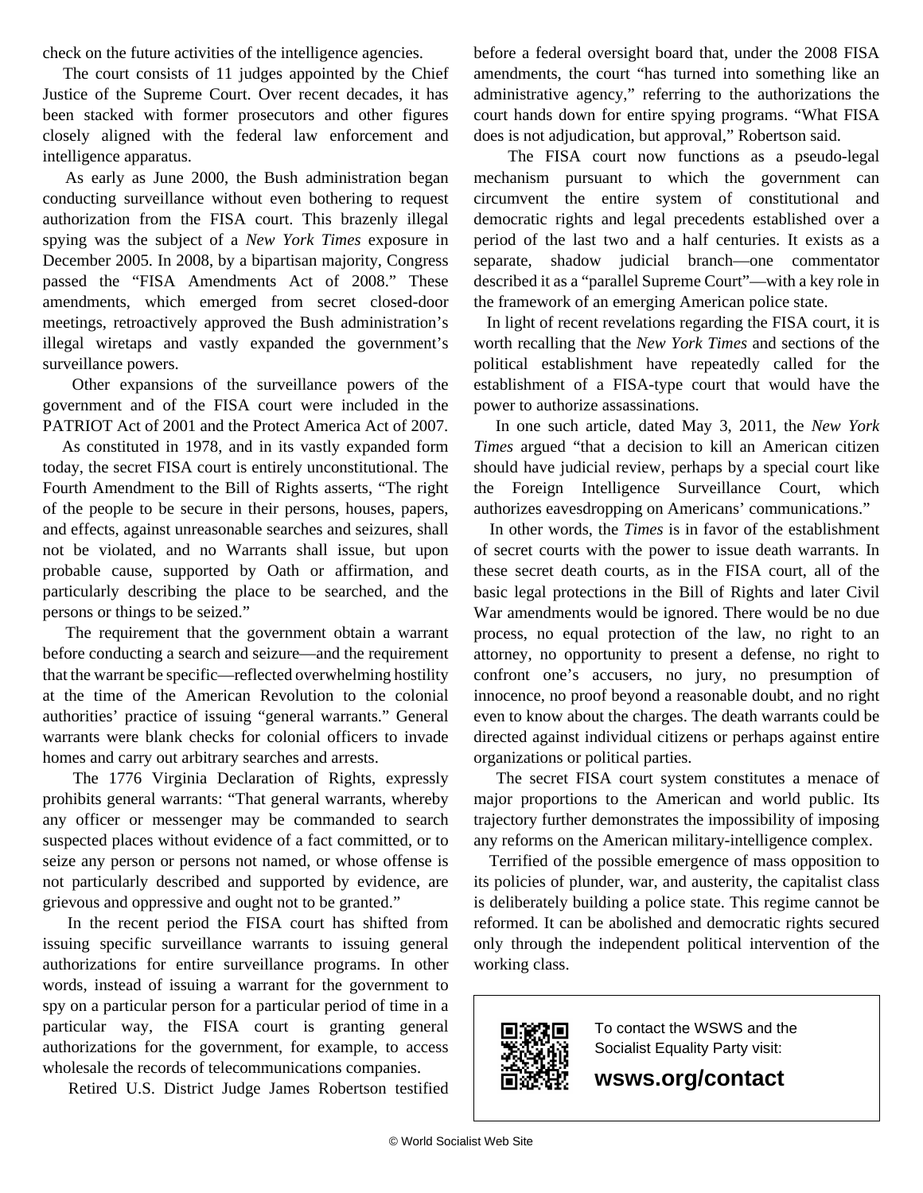check on the future activities of the intelligence agencies.

The court consists of 11 judges appointed by the Chief Justice of the Supreme Court. Over recent decades, it has been stacked with former prosecutors and other figures closely aligned with the federal law enforcement and intelligence apparatus.

As early as June 2000, the Bush administration began conducting surveillance without even bothering to request authorization from the FISA court. This brazenly illegal spying was the subject of a *New York Times* exposure in December 2005. In 2008, by a bipartisan majority, Congress passed the "FISA Amendments Act of 2008." These amendments, which emerged from secret closed-door meetings, retroactively approved the Bush administration's illegal wiretaps and vastly expanded the government's surveillance powers.

Other expansions of the surveillance powers of the government and of the FISA court were included in the PATRIOT Act of 2001 and the Protect America Act of 2007.

As constituted in 1978, and in its vastly expanded form today, the secret FISA court is entirely unconstitutional. The Fourth Amendment to the Bill of Rights asserts, "The right of the people to be secure in their persons, houses, papers, and effects, against unreasonable searches and seizures, shall not be violated, and no Warrants shall issue, but upon probable cause, supported by Oath or affirmation, and particularly describing the place to be searched, and the persons or things to be seized."

The requirement that the government obtain a warrant before conducting a search and seizure—and the requirement that the warrant be specific—reflected overwhelming hostility at the time of the American Revolution to the colonial authorities' practice of issuing "general warrants." General warrants were blank checks for colonial officers to invade homes and carry out arbitrary searches and arrests.

The 1776 Virginia Declaration of Rights, expressly prohibits general warrants: "That general warrants, whereby any officer or messenger may be commanded to search suspected places without evidence of a fact committed, or to seize any person or persons not named, or whose offense is not particularly described and supported by evidence, are grievous and oppressive and ought not to be granted."

In the recent period the FISA court has shifted from issuing specific surveillance warrants to issuing general authorizations for entire surveillance programs. In other words, instead of issuing a warrant for the government to spy on a particular person for a particular period of time in a particular way, the FISA court is granting general authorizations for the government, for example, to access wholesale the records of telecommunications companies.

Retired U.S. District Judge James Robertson testified before a federal oversight board that, under the 2008 FISA amendments, the court "has turned into something like an administrative agency," referring to the authorizations the court hands down for entire spying programs. "What FISA does is not adjudication, but approval," Robertson said.

The FISA court now functions as a pseudo-legal mechanism pursuant to which the government can circumvent the entire system of constitutional and democratic rights and legal precedents established over a period of the last two and a half centuries. It exists as a separate, shadow judicial branch—one commentator described it as a "parallel Supreme Court"—with a key role in the framework of an emerging American police state.

In light of recent revelations regarding the FISA court, it is worth recalling that the *New York Times* and sections of the political establishment have repeatedly called for the establishment of a FISA-type court that would have the power to authorize assassinations.

In one such article, dated May 3, 2011, the *New York Times* argued "that a decision to kill an American citizen should have judicial review, perhaps by a special court like the Foreign Intelligence Surveillance Court, which authorizes eavesdropping on Americans' communications."

In other words, the *Times* is in favor of the establishment of secret courts with the power to issue death warrants. In these secret death courts, as in the FISA court, all of the basic legal protections in the Bill of Rights and later Civil War amendments would be ignored. There would be no due process, no equal protection of the law, no right to an attorney, no opportunity to present a defense, no right to confront one's accusers, no jury, no presumption of innocence, no proof beyond a reasonable doubt, and no right even to know about the charges. The death warrants could be directed against individual citizens or perhaps against entire organizations or political parties.

The secret FISA court system constitutes a menace of major proportions to the American and world public. Its trajectory further demonstrates the impossibility of imposing any reforms on the American military-intelligence complex.

Terrified of the possible emergence of mass opposition to its policies of plunder, war, and austerity, the capitalist class is deliberately building a police state. This regime cannot be reformed. It can be abolished and democratic rights secured only through the independent political intervention of the working class.

To contact the WSWS and the Socialist Equality Party visit:

**wsws.org/contact**